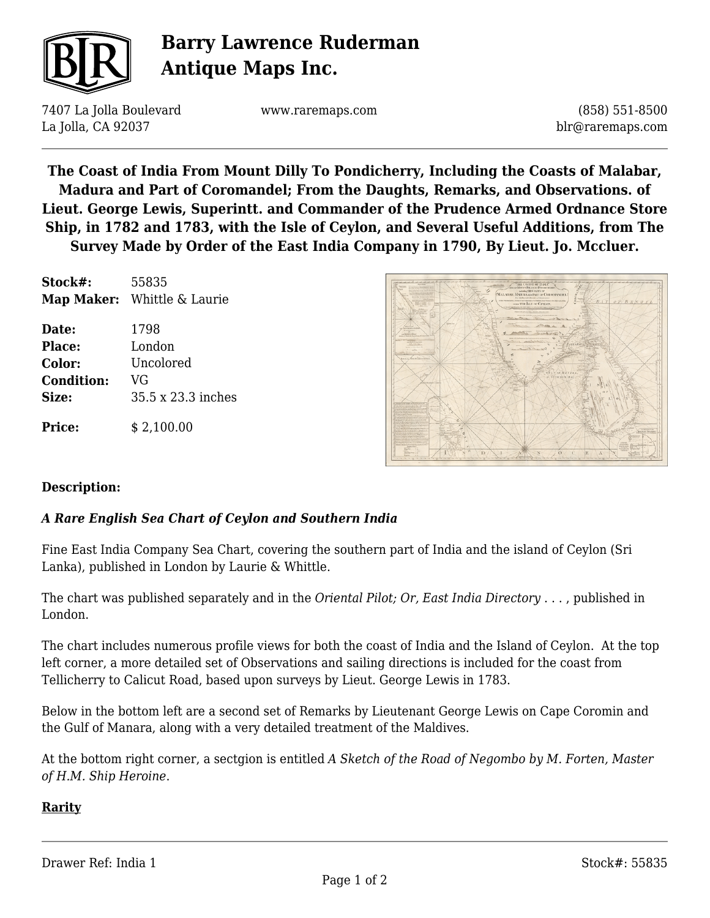# Barry Lawrence Ruderman Antique Maps Inc.

7407 La Jolla Boulevard
La Jolla, CA 92037

www.raremaps.com

(858) 551-8500
blr@raremaps.com

## The Coast of India From Mount Dilly To Pondicherry, Including the Coasts of Malabar, Madura and Part of Coromandel; From the Daughts, Remarks, and Observations. of Lieut. George Lewis, Superintt. and Commander of the Prudence Armed Ordnance Store Ship, in 1782 and 1783, with the Isle of Ceylon, and Several Useful Additions, from The Survey Made by Order of the East India Company in 1790, By Lieut. Jo. Mccluer.

**Stock#:** 55835
**Map Maker:** Whittle & Laurie

**Date:** 1798
**Place:** London
**Color:** Uncolored
**Condition:** VG
**Size:** 35.5 x 23.3 inches

**Price:** $ 2,100.00

### Description:

***A Rare English Sea Chart of Ceylon and Southern India***

Fine East India Company Sea Chart, covering the southern part of India and the island of Ceylon (Sri Lanka), published in London by Laurie & Whittle.

The chart was published separately and in the *Oriental Pilot; Or, East India Directory* . . . , published in London.

The chart includes numerous profile views for both the coast of India and the Island of Ceylon. At the top left corner, a more detailed set of Observations and sailing directions is included for the coast from Tellicherry to Calicut Road, based upon surveys by Lieut. George Lewis in 1783.

Below in the bottom left are a second set of Remarks by Lieutenant George Lewis on Cape Coromin and the Gulf of Manara, along with a very detailed treatment of the Maldives.

At the bottom right corner, a sectgion is entitled *A Sketch of the Road of Negombo by M. Forten, Master of H.M. Ship Heroine*.

**Rarity**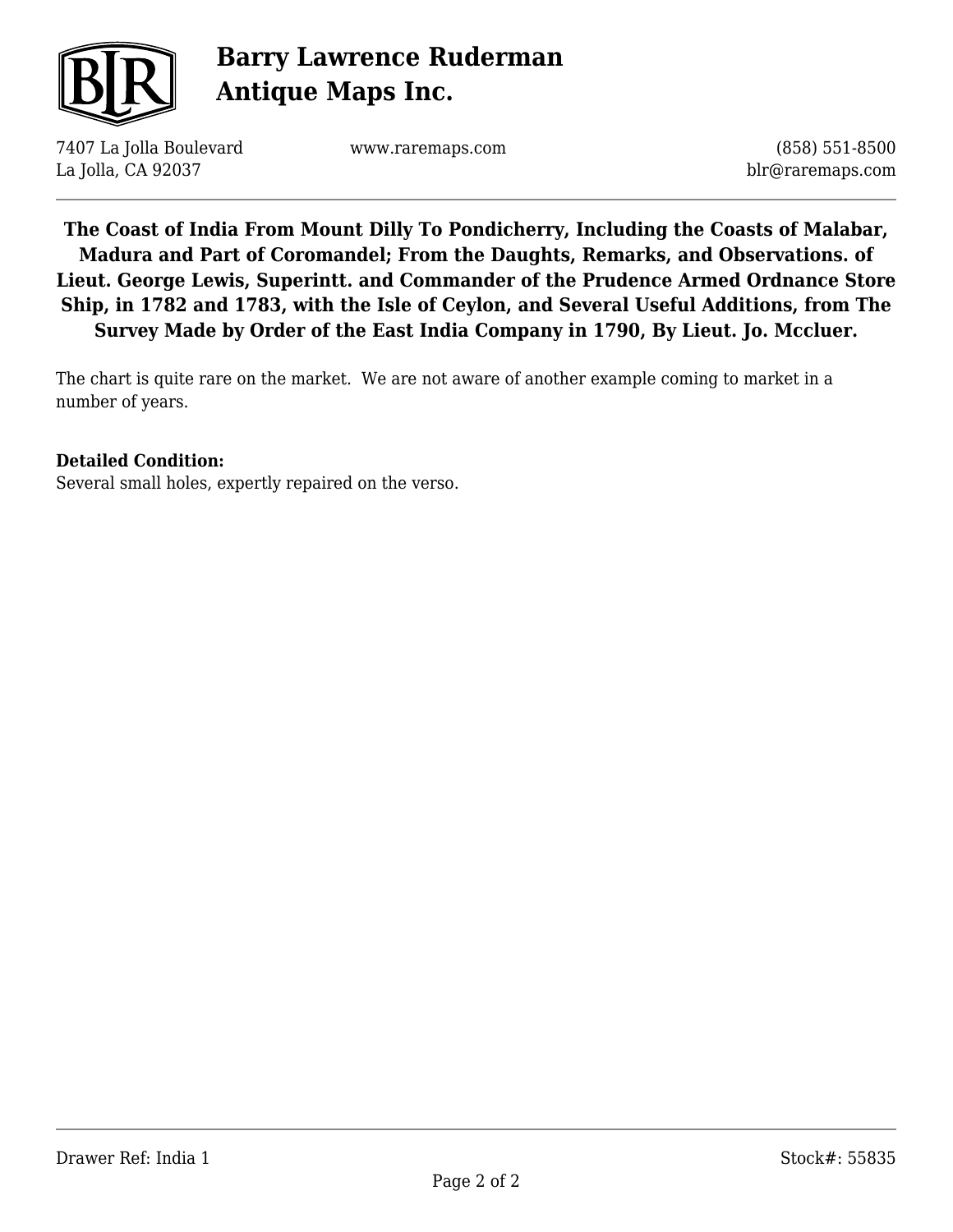**The Coast of India From Mount Dilly To Pondicherry, Including the Coasts of Malabar, Madura and Part of Coromandel; From the Daughts, Remarks, and Observations. of Lieut. George Lewis, Superintt. and Commander of the Prudence Armed Ordnance Store Ship, in 1782 and 1783, with the Isle of Ceylon, and Several Useful Additions, from The Survey Made by Order of the East India Company in 1790, By Lieut. Jo. Mccluer.**

The chart is quite rare on the market.  We are not aware of another example coming to market in a number of years.

**Detailed Condition:**
Several small holes, expertly repaired on the verso.